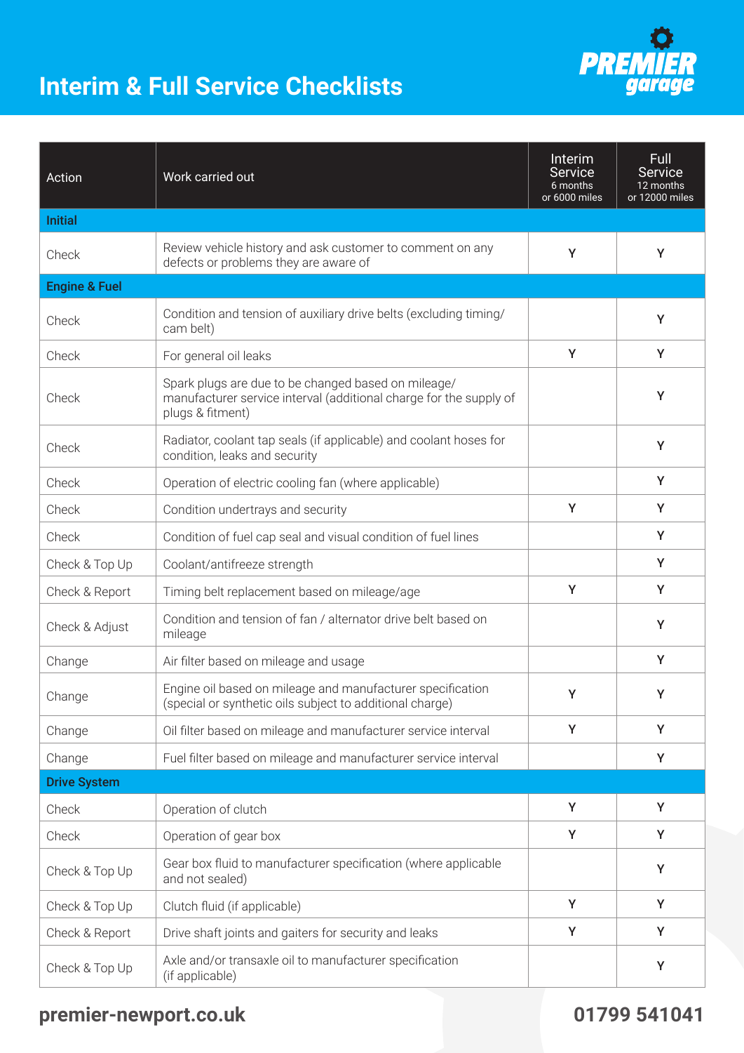# Interim & Full Service Checklists

| Action | Work carried out | Interim Service 6 months or 6000 miles | Full Service 12 months or 12000 miles |
|---|---|---|---|
| **Initial** | | | |
| Check | Review vehicle history and ask customer to comment on any defects or problems they are aware of | Y | Y |
| **Engine & Fuel** | | | |
| Check | Condition and tension of auxiliary drive belts (excluding timing/ cam belt) | | Y |
| Check | For general oil leaks | Y | Y |
| Check | Spark plugs are due to be changed based on mileage/ manufacturer service interval (additional charge for the supply of plugs & fitment) | | Y |
| Check | Radiator, coolant tap seals (if applicable) and coolant hoses for condition, leaks and security | | Y |
| Check | Operation of electric cooling fan (where applicable) | | Y |
| Check | Condition undertrays and security | Y | Y |
| Check | Condition of fuel cap seal and visual condition of fuel lines | | Y |
| Check & Top Up | Coolant/antifreeze strength | | Y |
| Check & Report | Timing belt replacement based on mileage/age | Y | Y |
| Check & Adjust | Condition and tension of fan / alternator drive belt based on mileage | | Y |
| Change | Air filter based on mileage and usage | | Y |
| Change | Engine oil based on mileage and manufacturer specification (special or synthetic oils subject to additional charge) | Y | Y |
| Change | Oil filter based on mileage and manufacturer service interval | Y | Y |
| Change | Fuel filter based on mileage and manufacturer service interval | | Y |
| **Drive System** | | | |
| Check | Operation of clutch | Y | Y |
| Check | Operation of gear box | Y | Y |
| Check & Top Up | Gear box fluid to manufacturer specification (where applicable and not sealed) | | Y |
| Check & Top Up | Clutch fluid (if applicable) | Y | Y |
| Check & Report | Drive shaft joints and gaiters for security and leaks | Y | Y |
| Check & Top Up | Axle and/or transaxle oil to manufacturer specification (if applicable) | | Y |

**premier-newport.co.uk** **01799 541041**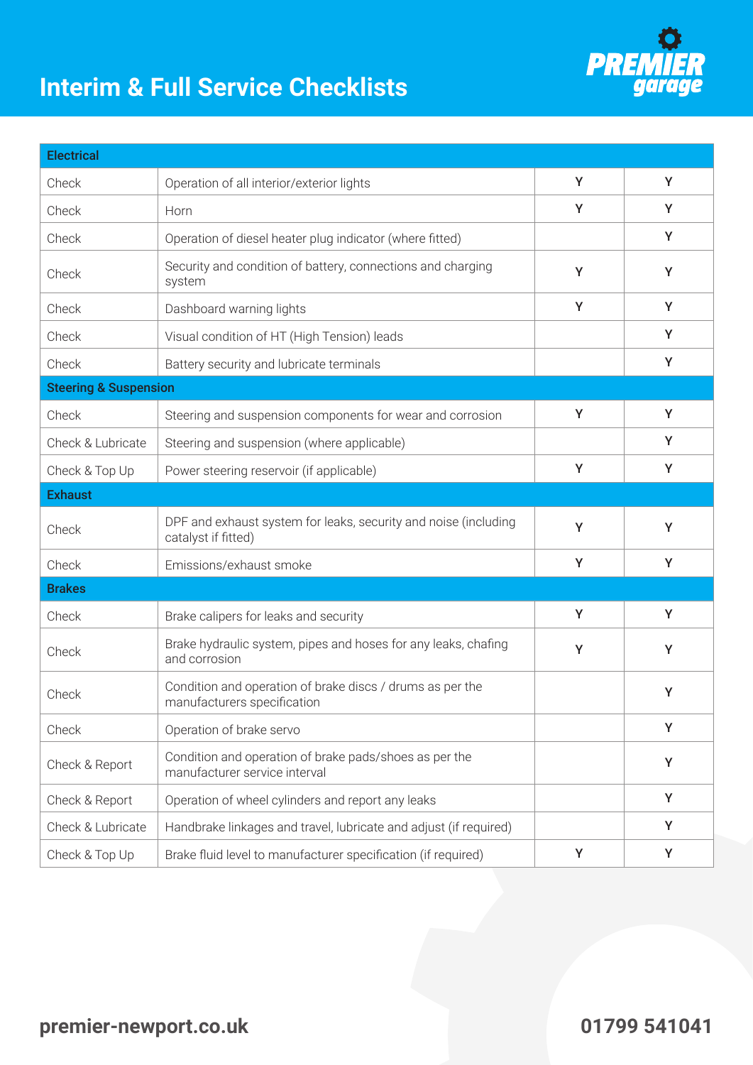# Interim & Full Service Checklists

| Electrical | | | |
|---|---|---|---|
| Check | Operation of all interior/exterior lights | Y | Y |
| Check | Horn | Y | Y |
| Check | Operation of diesel heater plug indicator (where fitted) | | Y |
| Check | Security and condition of battery, connections and charging system | Y | Y |
| Check | Dashboard warning lights | Y | Y |
| Check | Visual condition of HT (High Tension) leads | | Y |
| Check | Battery security and lubricate terminals | | Y |
| **Steering & Suspension** | | | |
| Check | Steering and suspension components for wear and corrosion | Y | Y |
| Check & Lubricate | Steering and suspension (where applicable) | | Y |
| Check & Top Up | Power steering reservoir (if applicable) | Y | Y |
| **Exhaust** | | | |
| Check | DPF and exhaust system for leaks, security and noise (including catalyst if fitted) | Y | Y |
| Check | Emissions/exhaust smoke | Y | Y |
| **Brakes** | | | |
| Check | Brake calipers for leaks and security | Y | Y |
| Check | Brake hydraulic system, pipes and hoses for any leaks, chafing and corrosion | Y | Y |
| Check | Condition and operation of brake discs / drums as per the manufacturers specification | | Y |
| Check | Operation of brake servo | | Y |
| Check & Report | Condition and operation of brake pads/shoes as per the manufacturer service interval | | Y |
| Check & Report | Operation of wheel cylinders and report any leaks | | Y |
| Check & Lubricate | Handbrake linkages and travel, lubricate and adjust (if required) | | Y |
| Check & Top Up | Brake fluid level to manufacturer specification (if required) | Y | Y |

**premier-newport.co.uk** **01799 541041**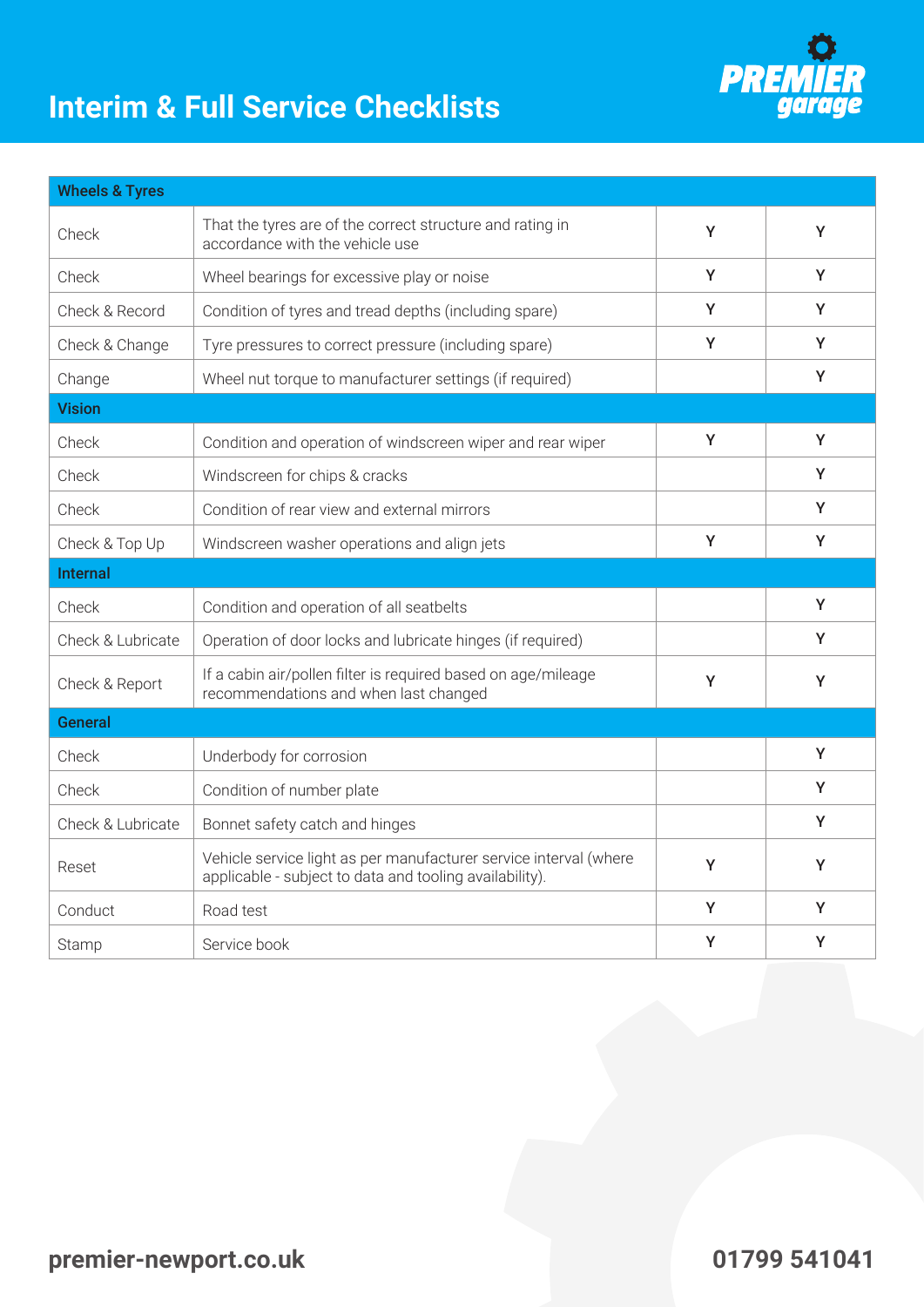# Interim & Full Service Checklists

| | | | |
|---|---|---|---|
| **Wheels & Tyres** | | | |
| Check | That the tyres are of the correct structure and rating in accordance with the vehicle use | Y | Y |
| Check | Wheel bearings for excessive play or noise | Y | Y |
| Check & Record | Condition of tyres and tread depths (including spare) | Y | Y |
| Check & Change | Tyre pressures to correct pressure (including spare) | Y | Y |
| Change | Wheel nut torque to manufacturer settings (if required) | | Y |
| **Vision** | | | |
| Check | Condition and operation of windscreen wiper and rear wiper | Y | Y |
| Check | Windscreen for chips & cracks | | Y |
| Check | Condition of rear view and external mirrors | | Y |
| Check & Top Up | Windscreen washer operations and align jets | Y | Y |
| **Internal** | | | |
| Check | Condition and operation of all seatbelts | | Y |
| Check & Lubricate | Operation of door locks and lubricate hinges (if required) | | Y |
| Check & Report | If a cabin air/pollen filter is required based on age/mileage recommendations and when last changed | Y | Y |
| **General** | | | |
| Check | Underbody for corrosion | | Y |
| Check | Condition of number plate | | Y |
| Check & Lubricate | Bonnet safety catch and hinges | | Y |
| Reset | Vehicle service light as per manufacturer service interval (where applicable - subject to data and tooling availability). | Y | Y |
| Conduct | Road test | Y | Y |
| Stamp | Service book | Y | Y |

**premier-newport.co.uk** **01799 541041**